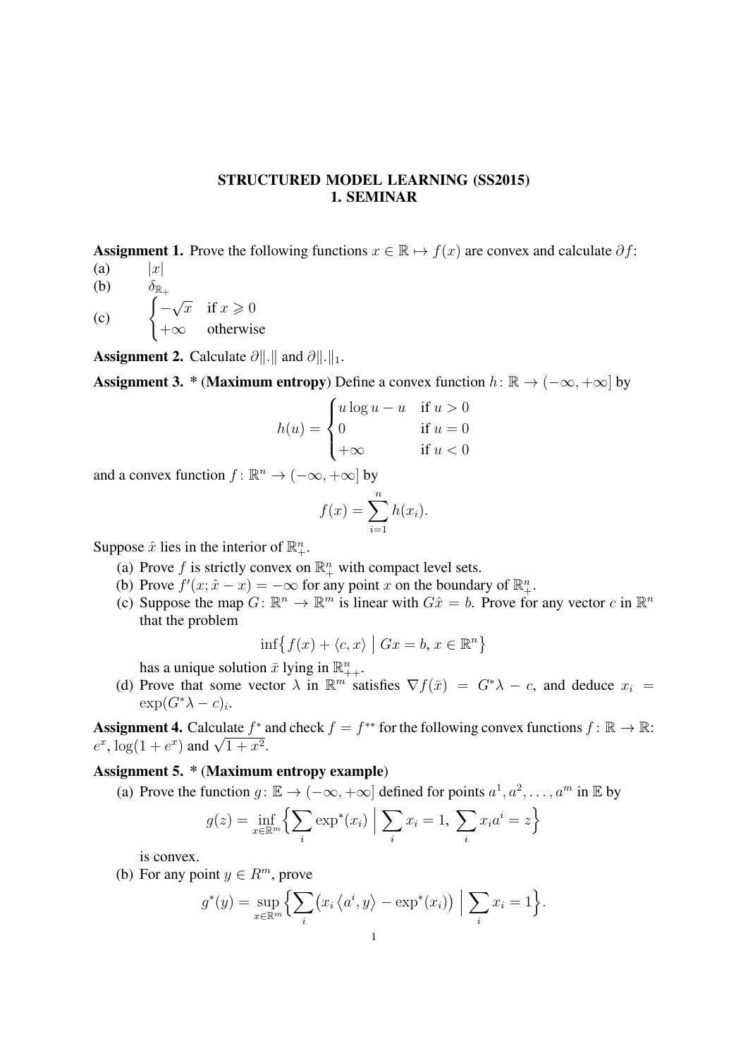# STRUCTURED MODEL LEARNING (SS2015)
## 1. SEMINAR

**Assignment 1.** Prove the following functions $x \in \mathbb{R} \mapsto f(x)$ are convex and calculate $\partial f$:

(a) $|x|$

(b) $\delta_{\mathbb{R}_+}$

(c) $\begin{cases} -\sqrt{x} & \text{if } x \geqslant 0 \\ +\infty & \text{otherwise} \end{cases}$

**Assignment 2.** Calculate $\partial \|.\|$ and $\partial \|.\|_1$.

**Assignment 3.** * (**Maximum entropy**) Define a convex function $h \colon \mathbb{R} \to (-\infty, +\infty]$ by

$$h(u) = \begin{cases} u \log u - u & \text{if } u > 0 \\ 0 & \text{if } u = 0 \\ +\infty & \text{if } u < 0 \end{cases}$$

and a convex function $f \colon \mathbb{R}^n \to (-\infty, +\infty]$ by

$$f(x) = \sum_{i=1}^{n} h(x_i).$$

Suppose $\hat{x}$ lies in the interior of $\mathbb{R}^n_+$.

(a) Prove $f$ is strictly convex on $\mathbb{R}^n_+$ with compact level sets.

(b) Prove $f'(x; \hat{x} - x) = -\infty$ for any point $x$ on the boundary of $\mathbb{R}^n_+$.

(c) Suppose the map $G \colon \mathbb{R}^n \to \mathbb{R}^m$ is linear with $G\hat{x} = b$. Prove for any vector $c$ in $\mathbb{R}^n$ that the problem

$$\inf\{f(x) + \langle c, x \rangle \mid Gx = b, x \in \mathbb{R}^n\}$$

has a unique solution $\bar{x}$ lying in $\mathbb{R}^n_{++}$.

(d) Prove that some vector $\lambda$ in $\mathbb{R}^m$ satisfies $\nabla f(\bar{x}) = G^* \lambda - c$, and deduce $x_i = \exp(G^* \lambda - c)_i$.

**Assignment 4.** Calculate $f^*$ and check $f = f^{**}$ for the following convex functions $f \colon \mathbb{R} \to \mathbb{R}$: $e^x$, $\log(1 + e^x)$ and $\sqrt{1 + x^2}$.

**Assignment 5.** * (**Maximum entropy example**)

(a) Prove the function $g \colon \mathbb{E} \to (-\infty, +\infty]$ defined for points $a^1, a^2, \ldots, a^m$ in $\mathbb{E}$ by

$$g(z) = \inf_{x \in \mathbb{R}^m} \Big\{ \sum_i \exp^*(x_i) \;\Big|\; \sum_i x_i = 1,\ \sum_i x_i a^i = z \Big\}$$

is convex.

(b) For any point $y \in R^m$, prove

$$g^*(y) = \sup_{x \in \mathbb{R}^m} \Big\{ \sum_i \big( x_i \langle a^i, y \rangle - \exp^*(x_i) \big) \;\Big|\; \sum_i x_i = 1 \Big\}.$$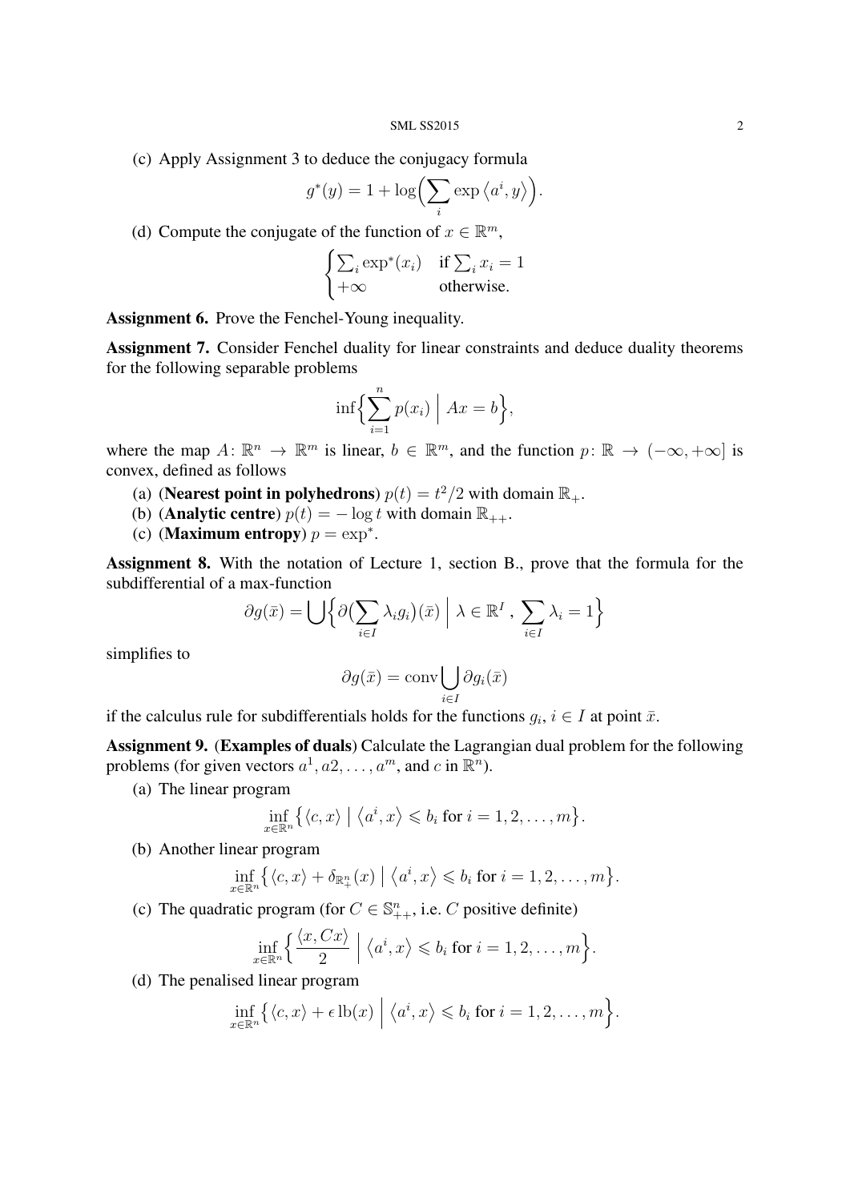(c) Apply Assignment 3 to deduce the conjugacy formula

$$g^*(y) = 1 + \log\Big(\sum_i \exp\left\langle a^i, y\right\rangle\Big).$$

(d) Compute the conjugate of the function of $x \in \mathbb{R}^m$,

$$\begin{cases} \sum_i \exp^*(x_i) & \text{if } \sum_i x_i = 1 \\ +\infty & \text{otherwise.} \end{cases}$$

**Assignment 6.** Prove the Fenchel-Young inequality.

**Assignment 7.** Consider Fenchel duality for linear constraints and deduce duality theorems for the following separable problems

$$\inf\Big\{\sum_{i=1}^n p(x_i) \;\Big|\; Ax = b\Big\},$$

where the map $A\colon \mathbb{R}^n \to \mathbb{R}^m$ is linear, $b \in \mathbb{R}^m$, and the function $p\colon \mathbb{R} \to (-\infty, +\infty]$ is convex, defined as follows

(a) (**Nearest point in polyhedrons**) $p(t) = t^2/2$ with domain $\mathbb{R}_+$.

(b) (**Analytic centre**) $p(t) = -\log t$ with domain $\mathbb{R}_{++}$.

(c) (**Maximum entropy**) $p = \exp^*$.

**Assignment 8.** With the notation of Lecture 1, section B., prove that the formula for the subdifferential of a max-function

$$\partial g(\bar{x}) = \bigcup\Big\{\partial\big(\sum_{i\in I} \lambda_i g_i\big)(\bar{x}) \;\Big|\; \lambda \in \mathbb{R}^I\,,\; \sum_{i \in I} \lambda_i = 1\Big\}$$

simplifies to

$$\partial g(\bar{x}) = \operatorname{conv} \bigcup_{i \in I} \partial g_i(\bar{x})$$

if the calculus rule for subdifferentials holds for the functions $g_i$, $i \in I$ at point $\bar{x}$.

**Assignment 9.** (**Examples of duals**) Calculate the Lagrangian dual problem for the following problems (for given vectors $a^1, a2, \ldots, a^m$, and $c$ in $\mathbb{R}^n$).

(a) The linear program

$$\inf_{x\in\mathbb{R}^n} \big\{\langle c, x\rangle \;\big|\; \left\langle a^i, x\right\rangle \leqslant b_i \text{ for } i = 1, 2, \ldots, m\big\}.$$

(b) Another linear program

$$\inf_{x\in\mathbb{R}^n} \big\{\langle c, x\rangle + \delta_{\mathbb{R}^n_+}(x) \;\big|\; \left\langle a^i, x\right\rangle \leqslant b_i \text{ for } i = 1, 2, \ldots, m\big\}.$$

(c) The quadratic program (for $C \in \mathbb{S}^n_{++}$, i.e. $C$ positive definite)

$$\inf_{x\in\mathbb{R}^n} \Big\{\frac{\langle x, Cx\rangle}{2} \;\Big|\; \left\langle a^i, x\right\rangle \leqslant b_i \text{ for } i = 1, 2, \ldots, m\Big\}.$$

(d) The penalised linear program

$$\inf_{x\in\mathbb{R}^n} \Big\{\langle c, x\rangle + \epsilon \operatorname{lb}(x) \;\Big|\; \left\langle a^i, x\right\rangle \leqslant b_i \text{ for } i = 1, 2, \ldots, m\Big\}.$$